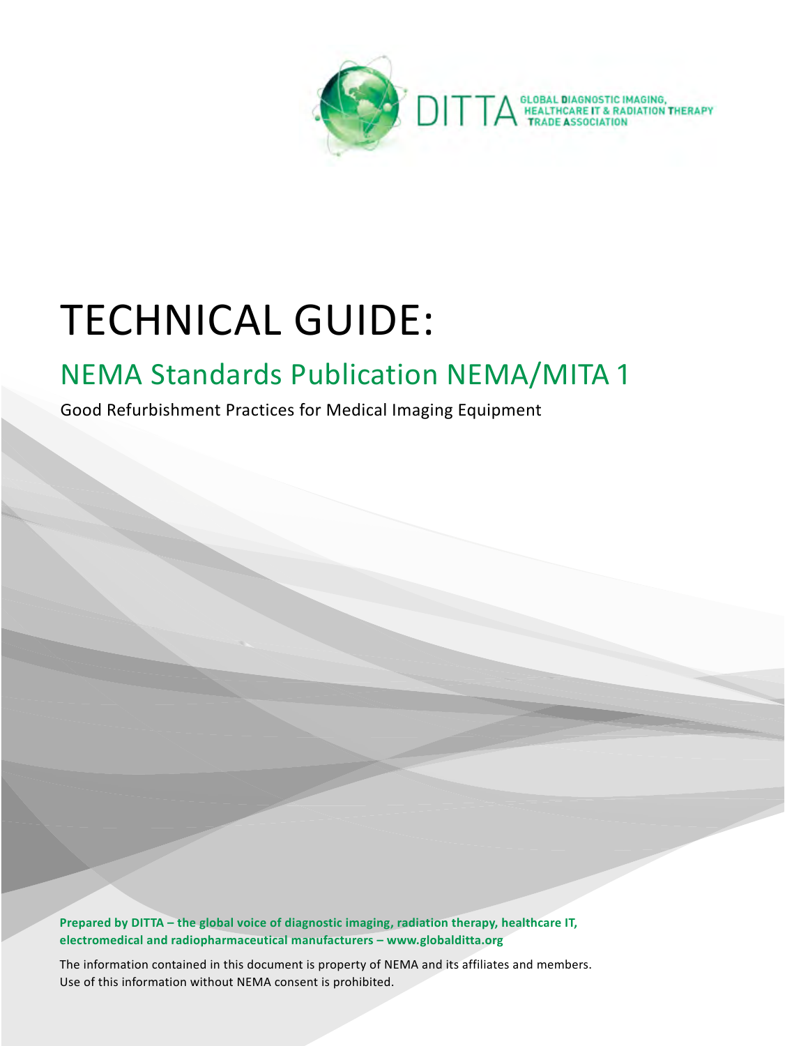DITTA GLOBAL DIAGNOSTIC IMAGING, HEALTHCARE IT & RADIATION THERAPY TRADE ASSOCIATION

# TECHNICAL GUIDE:

## NEMA Standards Publication NEMA/MITA 1

Good Refurbishment Practices for Medical Imaging Equipment

**Prepared by DITTA – the global voice of diagnostic imaging, radiation therapy, healthcare IT, electromedical and radiopharmaceutical manufacturers – www.globalditta.org**

The information contained in this document is property of NEMA and its affiliates and members. Use of this information without NEMA consent is prohibited.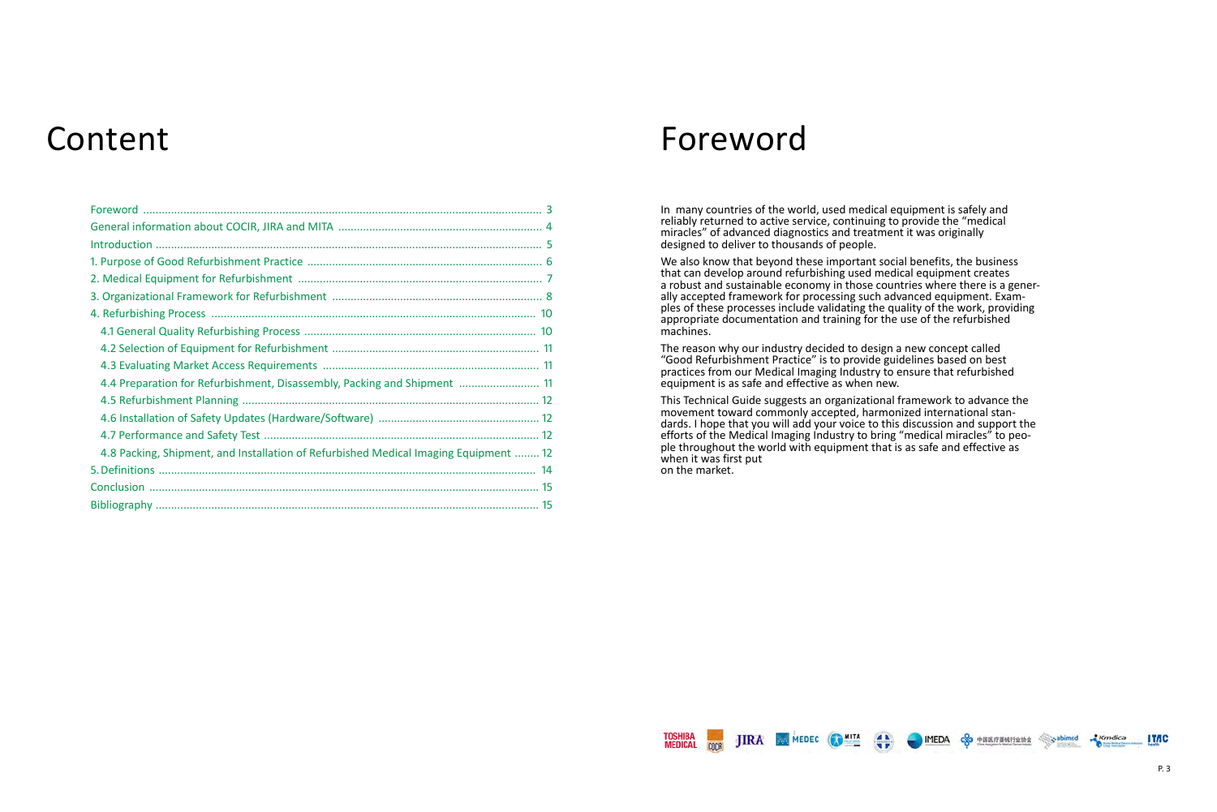# Content

- Foreword ........ 3
- General information about COCIR, JIRA and MITA ........ 4
- Introduction ........ 5
- 1. Purpose of Good Refurbishment Practice ........ 6
- 2. Medical Equipment for Refurbishment ........ 7
- 3. Organizational Framework for Refurbishment ........ 8
- 4. Refurbishing Process ........ 10
  - 4.1 General Quality Refurbishing Process ........ 10
  - 4.2 Selection of Equipment for Refurbishment ........ 11
  - 4.3 Evaluating Market Access Requirements ........ 11
  - 4.4 Preparation for Refurbishment, Disassembly, Packing and Shipment ........ 11
  - 4.5 Refurbishment Planning ........ 12
  - 4.6 Installation of Safety Updates (Hardware/Software) ........ 12
  - 4.7 Performance and Safety Test ........ 12
  - 4.8 Packing, Shipment, and Installation of Refurbished Medical Imaging Equipment ........ 12
- 5. Definitions ........ 14
- Conclusion ........ 15
- Bibliography ........ 15

# Foreword

In many countries of the world, used medical equipment is safely and reliably returned to active service, continuing to provide the "medical miracles" of advanced diagnostics and treatment it was originally designed to deliver to thousands of people.

We also know that beyond these important social benefits, the business that can develop around refurbishing used medical equipment creates a robust and sustainable economy in those countries where there is a generally accepted framework for processing such advanced equipment. Examples of these processes include validating the quality of the work, providing appropriate documentation and training for the use of the refurbished machines.

The reason why our industry decided to design a new concept called "Good Refurbishment Practice" is to provide guidelines based on best practices from our Medical Imaging Industry to ensure that refurbished equipment is as safe and effective as when new.

This Technical Guide suggests an organizational framework to advance the movement toward commonly accepted, harmonized international standards. I hope that you will add your voice to this discussion and support the efforts of the Medical Imaging Industry to bring "medical miracles" to people throughout the world with equipment that is as safe and effective as when it was first put on the market.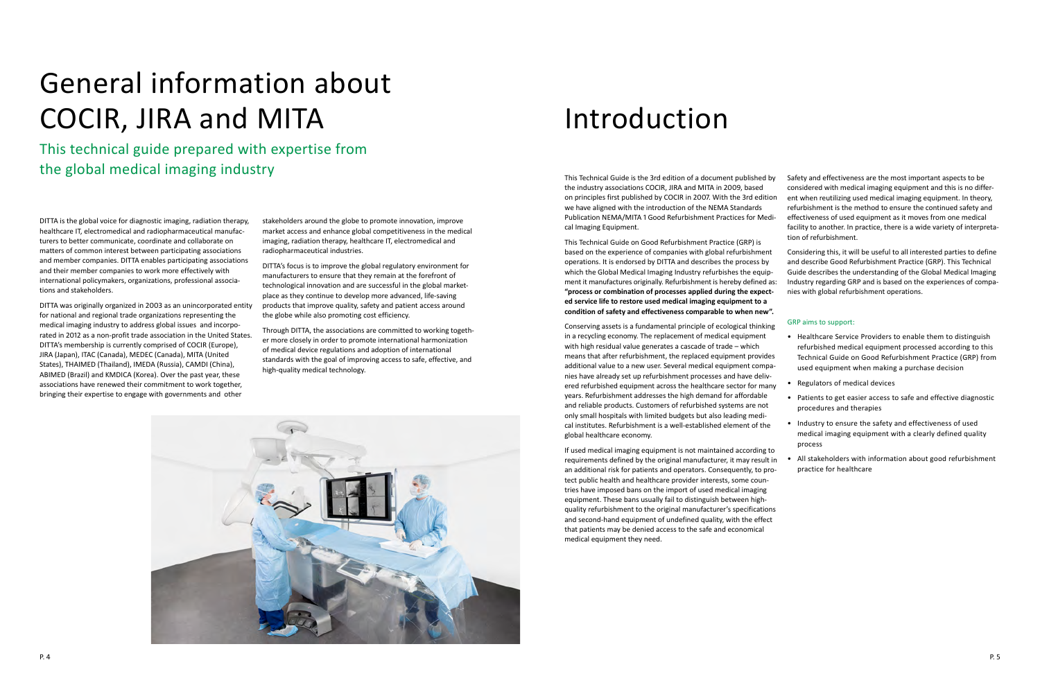# General information about COCIR, JIRA and MITA

## This technical guide prepared with expertise from the global medical imaging industry

DITTA is the global voice for diagnostic imaging, radiation therapy, healthcare IT, electromedical and radiopharmaceutical manufacturers to better communicate, coordinate and collaborate on matters of common interest between participating associations and member companies. DITTA enables participating associations and their member companies to work more effectively with international policymakers, organizations, professional associations and stakeholders.

DITTA was originally organized in 2003 as an unincorporated entity for national and regional trade organizations representing the medical imaging industry to address global issues and incorporated in 2012 as a non-profit trade association in the United States. DITTA's membership is currently comprised of COCIR (Europe), JIRA (Japan), ITAC (Canada), MEDEC (Canada), MITA (United States), THAIMED (Thailand), IMEDA (Russia), CAMDI (China), ABIMED (Brazil) and KMDICA (Korea). Over the past year, these associations have renewed their commitment to work together, bringing their expertise to engage with governments and other stakeholders around the globe to promote innovation, improve market access and enhance global competitiveness in the medical imaging, radiation therapy, healthcare IT, electromedical and radiopharmaceutical industries.

DITTA's focus is to improve the global regulatory environment for manufacturers to ensure that they remain at the forefront of technological innovation and are successful in the global marketplace as they continue to develop more advanced, life-saving products that improve quality, safety and patient access around the globe while also promoting cost efficiency.

Through DITTA, the associations are committed to working together more closely in order to promote international harmonization of medical device regulations and adoption of international standards with the goal of improving access to safe, effective, and high-quality medical technology.

# Introduction

This Technical Guide is the 3rd edition of a document published by the industry associations COCIR, JIRA and MITA in 2009, based on principles first published by COCIR in 2007. With the 3rd edition we have aligned with the introduction of the NEMA Standards Publication NEMA/MITA 1 Good Refurbishment Practices for Medical Imaging Equipment.

This Technical Guide on Good Refurbishment Practice (GRP) is based on the experience of companies with global refurbishment operations. It is endorsed by DITTA and describes the process by which the Global Medical Imaging Industry refurbishes the equipment it manufactures originally. Refurbishment is hereby defined as: **"process or combination of processes applied during the expected service life to restore used medical imaging equipment to a condition of safety and effectiveness comparable to when new".**

Conserving assets is a fundamental principle of ecological thinking in a recycling economy. The replacement of medical equipment with high residual value generates a cascade of trade – which means that after refurbishment, the replaced equipment provides additional value to a new user. Several medical equipment companies have already set up refurbishment processes and have delivered refurbished equipment across the healthcare sector for many years. Refurbishment addresses the high demand for affordable and reliable products. Customers of refurbished systems are not only small hospitals with limited budgets but also leading medical institutes. Refurbishment is a well-established element of the global healthcare economy.

If used medical imaging equipment is not maintained according to requirements defined by the original manufacturer, it may result in an additional risk for patients and operators. Consequently, to protect public health and healthcare provider interests, some countries have imposed bans on the import of used medical imaging equipment. These bans usually fail to distinguish between high-quality refurbishment to the original manufacturer's specifications and second-hand equipment of undefined quality, with the effect that patients may be denied access to the safe and economical medical equipment they need.

Safety and effectiveness are the most important aspects to be considered with medical imaging equipment and this is no different when reutilizing used medical imaging equipment. In theory, refurbishment is the method to ensure the continued safety and effectiveness of used equipment as it moves from one medical facility to another. In practice, there is a wide variety of interpretation of refurbishment.

Considering this, it will be useful to all interested parties to define and describe Good Refurbishment Practice (GRP). This Technical Guide describes the understanding of the Global Medical Imaging Industry regarding GRP and is based on the experiences of companies with global refurbishment operations.

GRP aims to support:

- Healthcare Service Providers to enable them to distinguish refurbished medical equipment processed according to this Technical Guide on Good Refurbishment Practice (GRP) from used equipment when making a purchase decision
- Regulators of medical devices
- Patients to get easier access to safe and effective diagnostic procedures and therapies
- Industry to ensure the safety and effectiveness of used medical imaging equipment with a clearly defined quality process
- All stakeholders with information about good refurbishment practice for healthcare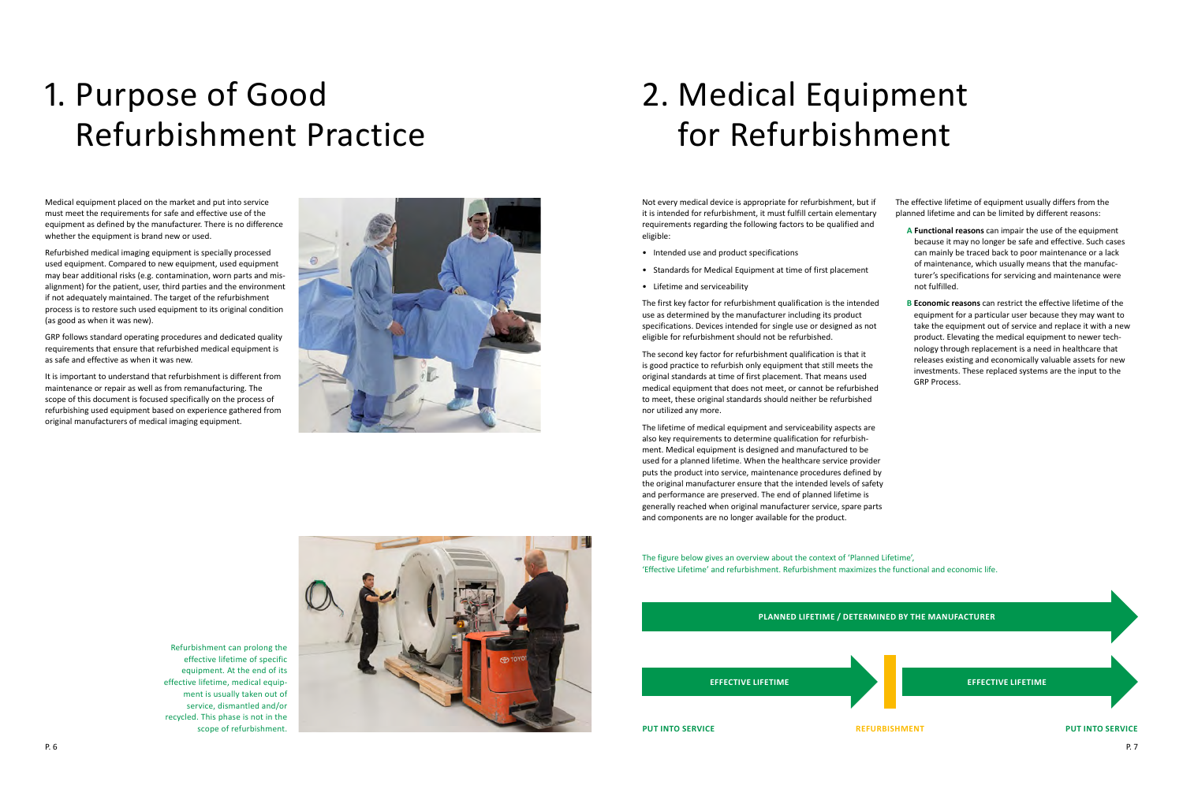# 1. Purpose of Good Refurbishment Practice

Medical equipment placed on the market and put into service must meet the requirements for safe and effective use of the equipment as defined by the manufacturer. There is no difference whether the equipment is brand new or used.

Refurbished medical imaging equipment is specially processed used equipment. Compared to new equipment, used equipment may bear additional risks (e.g. contamination, worn parts and misalignment) for the patient, user, third parties and the environment if not adequately maintained. The target of the refurbishment process is to restore such used equipment to its original condition (as good as when it was new).

GRP follows standard operating procedures and dedicated quality requirements that ensure that refurbished medical equipment is as safe and effective as when it was new.

It is important to understand that refurbishment is different from maintenance or repair as well as from remanufacturing. The scope of this document is focused specifically on the process of refurbishing used equipment based on experience gathered from original manufacturers of medical imaging equipment.

Refurbishment can prolong the effective lifetime of specific equipment. At the end of its effective lifetime, medical equipment is usually taken out of service, dismantled and/or recycled. This phase is not in the scope of refurbishment.

# 2. Medical Equipment for Refurbishment

Not every medical device is appropriate for refurbishment, but if it is intended for refurbishment, it must fulfill certain elementary requirements regarding the following factors to be qualified and eligible:

- Intended use and product specifications
- Standards for Medical Equipment at time of first placement
- Lifetime and serviceability

The first key factor for refurbishment qualification is the intended use as determined by the manufacturer including its product specifications. Devices intended for single use or designed as not eligible for refurbishment should not be refurbished.

The second key factor for refurbishment qualification is that it is good practice to refurbish only equipment that still meets the original standards at time of first placement. That means used medical equipment that does not meet, or cannot be refurbished to meet, these original standards should neither be refurbished nor utilized any more.

The lifetime of medical equipment and serviceability aspects are also key requirements to determine qualification for refurbishment. Medical equipment is designed and manufactured to be used for a planned lifetime. When the healthcare service provider puts the product into service, maintenance procedures defined by the original manufacturer ensure that the intended levels of safety and performance are preserved. The end of planned lifetime is generally reached when original manufacturer service, spare parts and components are no longer available for the product.

The effective lifetime of equipment usually differs from the planned lifetime and can be limited by different reasons:

**A Functional reasons** can impair the use of the equipment because it may no longer be safe and effective. Such cases can mainly be traced back to poor maintenance or a lack of maintenance, which usually means that the manufacturer's specifications for servicing and maintenance were not fulfilled.

**B Economic reasons** can restrict the effective lifetime of the equipment for a particular user because they may want to take the equipment out of service and replace it with a new product. Elevating the medical equipment to newer technology through replacement is a need in healthcare that releases existing and economically valuable assets for new investments. These replaced systems are the input to the GRP Process.

The figure below gives an overview about the context of 'Planned Lifetime', 'Effective Lifetime' and refurbishment. Refurbishment maximizes the functional and economic life.

PLANNED LIFETIME / DETERMINED BY THE MANUFACTURER

EFFECTIVE LIFETIME

EFFECTIVE LIFETIME

PUT INTO SERVICE

REFURBISHMENT

PUT INTO SERVICE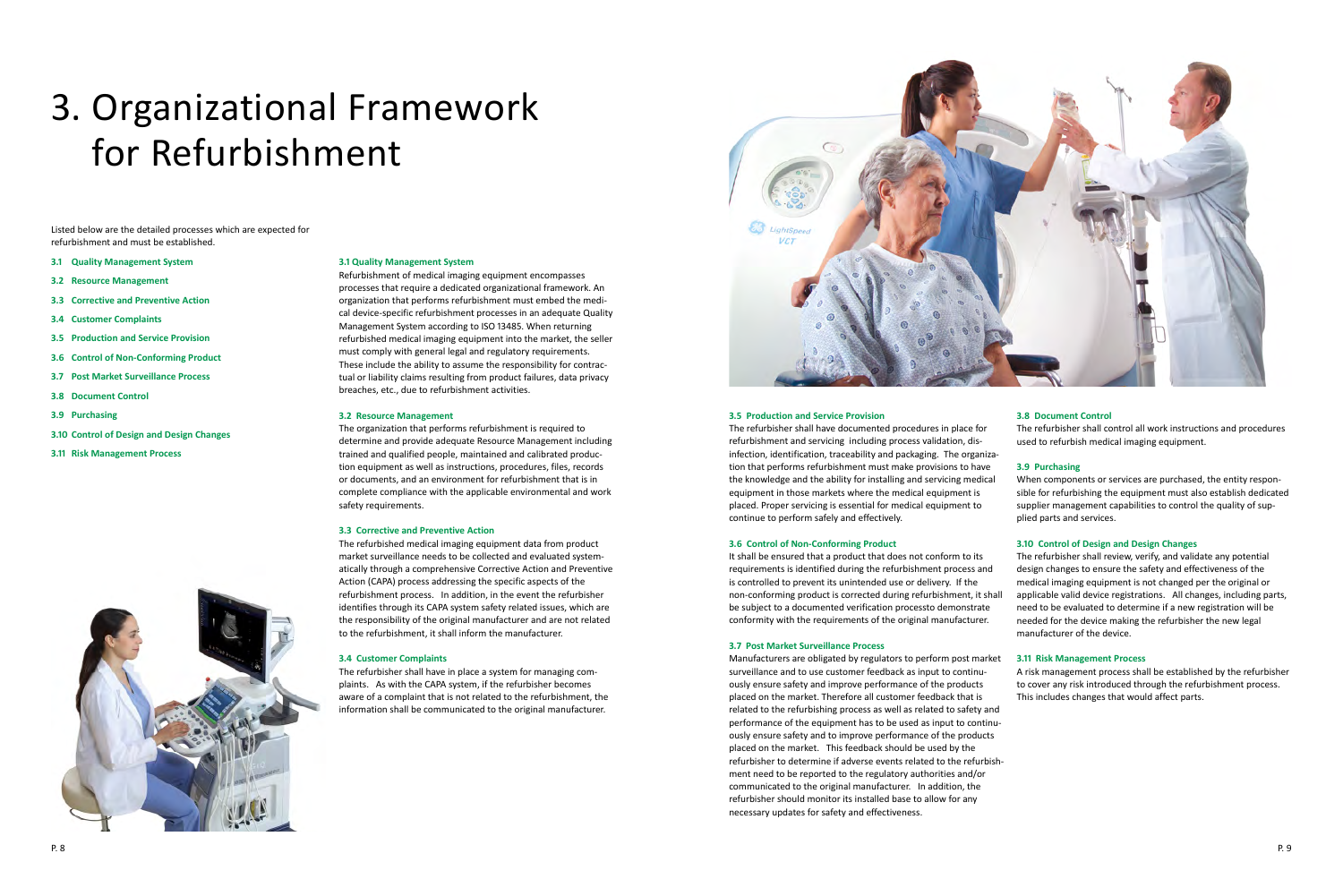# 3. Organizational Framework for Refurbishment

Listed below are the detailed processes which are expected for refurbishment and must be established.

- **3.1 Quality Management System**
- **3.2 Resource Management**
- **3.3 Corrective and Preventive Action**
- **3.4 Customer Complaints**
- **3.5 Production and Service Provision**
- **3.6 Control of Non-Conforming Product**
- **3.7 Post Market Surveillance Process**
- **3.8 Document Control**
- **3.9 Purchasing**
- **3.10 Control of Design and Design Changes**
- **3.11 Risk Management Process**

### 3.1 Quality Management System

Refurbishment of medical imaging equipment encompasses processes that require a dedicated organizational framework. An organization that performs refurbishment must embed the medical device-specific refurbishment processes in an adequate Quality Management System according to ISO 13485. When returning refurbished medical imaging equipment into the market, the seller must comply with general legal and regulatory requirements. These include the ability to assume the responsibility for contractual or liability claims resulting from product failures, data privacy breaches, etc., due to refurbishment activities.

### 3.2 Resource Management

The organization that performs refurbishment is required to determine and provide adequate Resource Management including trained and qualified people, maintained and calibrated production equipment as well as instructions, procedures, files, records or documents, and an environment for refurbishment that is in complete compliance with the applicable environmental and work safety requirements.

### 3.3 Corrective and Preventive Action

The refurbished medical imaging equipment data from product market surveillance needs to be collected and evaluated systematically through a comprehensive Corrective Action and Preventive Action (CAPA) process addressing the specific aspects of the refurbishment process. In addition, in the event the refurbisher identifies through its CAPA system safety related issues, which are the responsibility of the original manufacturer and are not related to the refurbishment, it shall inform the manufacturer.

### 3.4 Customer Complaints

The refurbisher shall have in place a system for managing complaints. As with the CAPA system, if the refurbisher becomes aware of a complaint that is not related to the refurbishment, the information shall be communicated to the original manufacturer.

### 3.5 Production and Service Provision

The refurbisher shall have documented procedures in place for refurbishment and servicing including process validation, disinfection, identification, traceability and packaging. The organization that performs refurbishment must make provisions to have the knowledge and the ability for installing and servicing medical equipment in those markets where the medical equipment is placed. Proper servicing is essential for medical equipment to continue to perform safely and effectively.

### 3.6 Control of Non-Conforming Product

It shall be ensured that a product that does not conform to its requirements is identified during the refurbishment process and is controlled to prevent its unintended use or delivery. If the non-conforming product is corrected during refurbishment, it shall be subject to a documented verification processto demonstrate conformity with the requirements of the original manufacturer.

### 3.7 Post Market Surveillance Process

Manufacturers are obligated by regulators to perform post market surveillance and to use customer feedback as input to continuously ensure safety and improve performance of the products placed on the market. Therefore all customer feedback that is related to the refurbishing process as well as related to safety and performance of the equipment has to be used as input to continuously ensure safety and to improve performance of the products placed on the market. This feedback should be used by the refurbisher to determine if adverse events related to the refurbishment need to be reported to the regulatory authorities and/or communicated to the original manufacturer. In addition, the refurbisher should monitor its installed base to allow for any necessary updates for safety and effectiveness.

### 3.8 Document Control

The refurbisher shall control all work instructions and procedures used to refurbish medical imaging equipment.

### 3.9 Purchasing

When components or services are purchased, the entity responsible for refurbishing the equipment must also establish dedicated supplier management capabilities to control the quality of supplied parts and services.

### 3.10 Control of Design and Design Changes

The refurbisher shall review, verify, and validate any potential design changes to ensure the safety and effectiveness of the medical imaging equipment is not changed per the original or applicable valid device registrations. All changes, including parts, need to be evaluated to determine if a new registration will be needed for the device making the refurbisher the new legal manufacturer of the device.

### 3.11 Risk Management Process

A risk management process shall be established by the refurbisher to cover any risk introduced through the refurbishment process. This includes changes that would affect parts.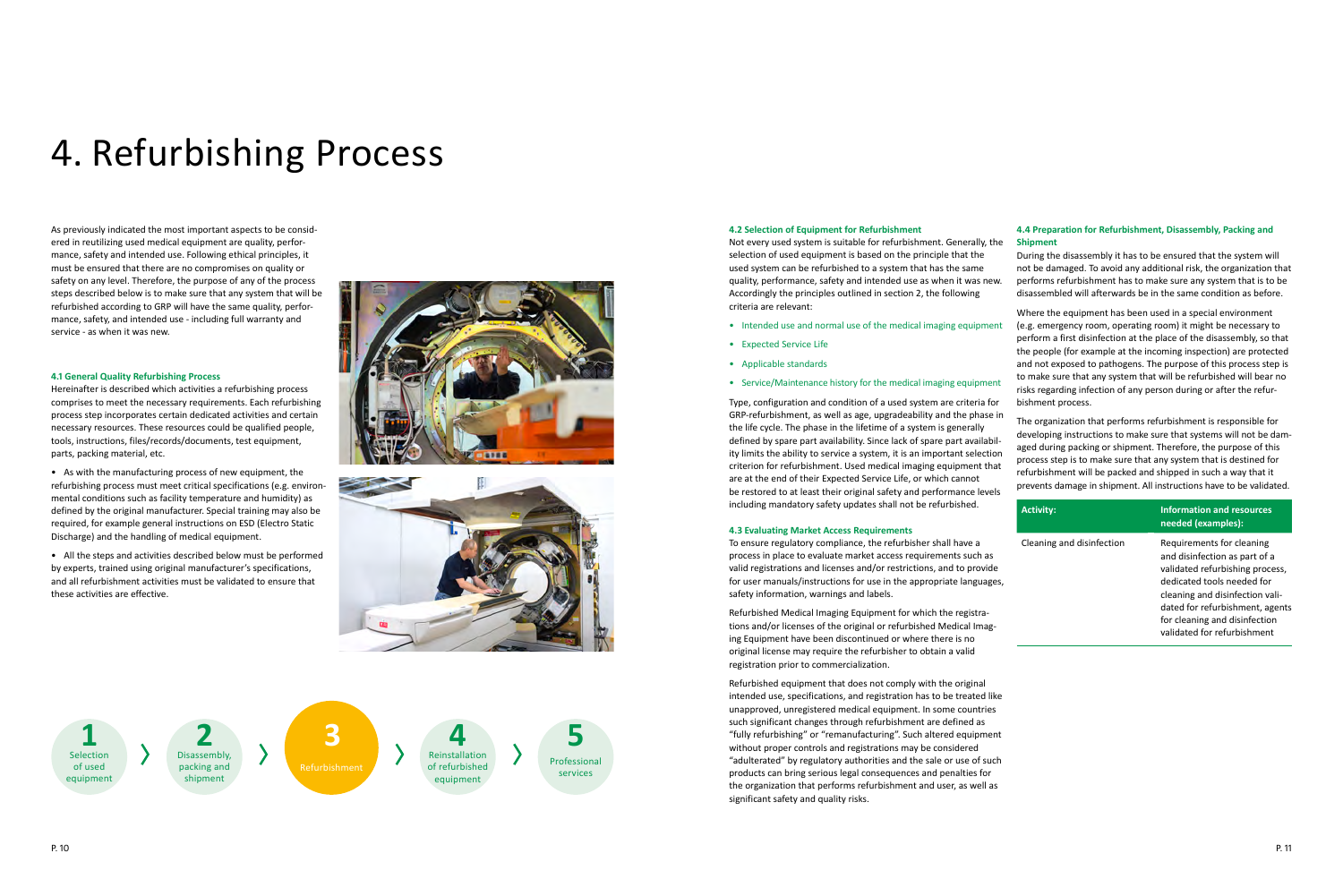# 4. Refurbishing Process

As previously indicated the most important aspects to be considered in reutilizing used medical equipment are quality, performance, safety and intended use. Following ethical principles, it must be ensured that there are no compromises on quality or safety on any level. Therefore, the purpose of any of the process steps described below is to make sure that any system that will be refurbished according to GRP will have the same quality, performance, safety, and intended use - including full warranty and service - as when it was new.

### 4.1 General Quality Refurbishing Process

Hereinafter is described which activities a refurbishing process comprises to meet the necessary requirements. Each refurbishing process step incorporates certain dedicated activities and certain necessary resources. These resources could be qualified people, tools, instructions, files/records/documents, test equipment, parts, packing material, etc.

- As with the manufacturing process of new equipment, the refurbishing process must meet critical specifications (e.g. environmental conditions such as facility temperature and humidity) as defined by the original manufacturer. Special training may also be required, for example general instructions on ESD (Electro Static Discharge) and the handling of medical equipment.
- All the steps and activities described below must be performed by experts, trained using original manufacturer's specifications, and all refurbishment activities must be validated to ensure that these activities are effective.

1 Selection of used equipment › 2 Disassembly, packing and shipment › 3 Refurbishment › 4 Reinstallation of refurbished equipment › 5 Professional services

### 4.2 Selection of Equipment for Refurbishment

Not every used system is suitable for refurbishment. Generally, the selection of used equipment is based on the principle that the used system can be refurbished to a system that has the same quality, performance, safety and intended use as when it was new. Accordingly the principles outlined in section 2, the following criteria are relevant:

- Intended use and normal use of the medical imaging equipment
- Expected Service Life
- Applicable standards
- Service/Maintenance history for the medical imaging equipment

Type, configuration and condition of a used system are criteria for GRP-refurbishment, as well as age, upgradeability and the phase in the life cycle. The phase in the lifetime of a system is generally defined by spare part availability. Since lack of spare part availability limits the ability to service a system, it is an important selection criterion for refurbishment. Used medical imaging equipment that are at the end of their Expected Service Life, or which cannot be restored to at least their original safety and performance levels including mandatory safety updates shall not be refurbished.

### 4.3 Evaluating Market Access Requirements

To ensure regulatory compliance, the refurbisher shall have a process in place to evaluate market access requirements such as valid registrations and licenses and/or restrictions, and to provide for user manuals/instructions for use in the appropriate languages, safety information, warnings and labels.

Refurbished Medical Imaging Equipment for which the registrations and/or licenses of the original or refurbished Medical Imaging Equipment have been discontinued or where there is no original license may require the refurbisher to obtain a valid registration prior to commercialization.

Refurbished equipment that does not comply with the original intended use, specifications, and registration has to be treated like unapproved, unregistered medical equipment. In some countries such significant changes through refurbishment are defined as "fully refurbishing" or "remanufacturing". Such altered equipment without proper controls and registrations may be considered "adulterated" by regulatory authorities and the sale or use of such products can bring serious legal consequences and penalties for the organization that performs refurbishment and user, as well as significant safety and quality risks.

### 4.4 Preparation for Refurbishment, Disassembly, Packing and Shipment

During the disassembly it has to be ensured that the system will not be damaged. To avoid any additional risk, the organization that performs refurbishment has to make sure any system that is to be disassembled will afterwards be in the same condition as before.

Where the equipment has been used in a special environment (e.g. emergency room, operating room) it might be necessary to perform a first disinfection at the place of the disassembly, so that the people (for example at the incoming inspection) are protected and not exposed to pathogens. The purpose of this process step is to make sure that any system that will be refurbished will bear no risks regarding infection of any person during or after the refurbishment process.

The organization that performs refurbishment is responsible for developing instructions to make sure that systems will not be damaged during packing or shipment. Therefore, the purpose of this process step is to make sure that any system that is destined for refurbishment will be packed and shipped in such a way that it prevents damage in shipment. All instructions have to be validated.

| Activity: | Information and resources needed (examples): |
|---|---|
| Cleaning and disinfection | Requirements for cleaning and disinfection as part of a validated refurbishing process, dedicated tools needed for cleaning and disinfection validated for refurbishment, agents for cleaning and disinfection validated for refurbishment |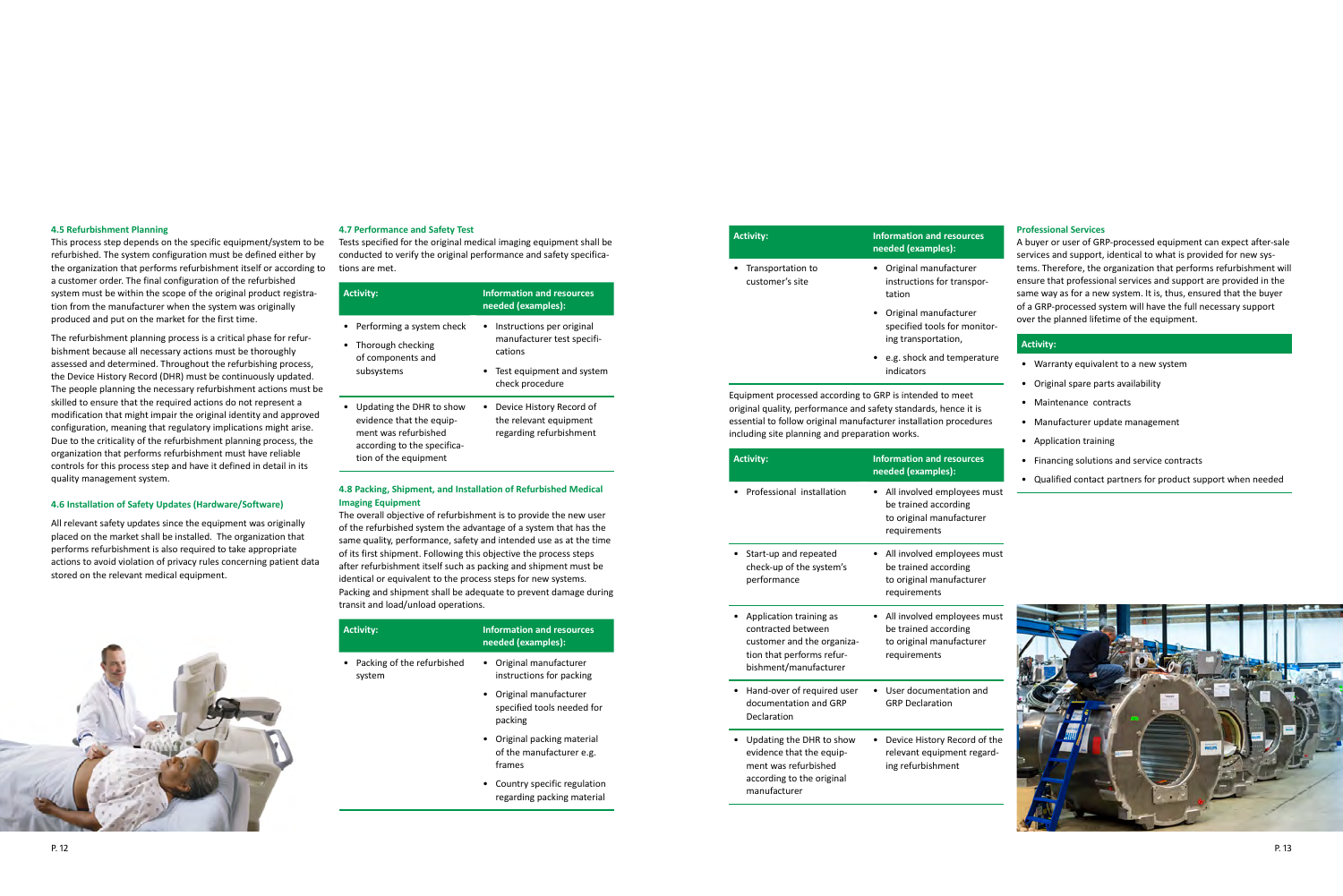#### 4.5 Refurbishment Planning

This process step depends on the specific equipment/system to be refurbished. The system configuration must be defined either by the organization that performs refurbishment itself or according to a customer order. The final configuration of the refurbished system must be within the scope of the original product registration from the manufacturer when the system was originally produced and put on the market for the first time.

The refurbishment planning process is a critical phase for refurbishment because all necessary actions must be thoroughly assessed and determined. Throughout the refurbishing process, the Device History Record (DHR) must be continuously updated. The people planning the necessary refurbishment actions must be skilled to ensure that the required actions do not represent a modification that might impair the original identity and approved configuration, meaning that regulatory implications might arise. Due to the criticality of the refurbishment planning process, the organization that performs refurbishment must have reliable controls for this process step and have it defined in detail in its quality management system.

#### 4.6 Installation of Safety Updates (Hardware/Software)

All relevant safety updates since the equipment was originally placed on the market shall be installed. The organization that performs refurbishment is also required to take appropriate actions to avoid violation of privacy rules concerning patient data stored on the relevant medical equipment.

#### 4.7 Performance and Safety Test

Tests specified for the original medical imaging equipment shall be conducted to verify the original performance and safety specifications are met.

| Activity: | Information and resources needed (examples): |
| --- | --- |
| • Performing a system check<br>• Thorough checking of components and subsystems | • Instructions per original manufacturer test specifications<br>• Test equipment and system check procedure |
| • Updating the DHR to show evidence that the equipment was refurbished according to the specification of the equipment | • Device History Record of the relevant equipment regarding refurbishment |

#### 4.8 Packing, Shipment, and Installation of Refurbished Medical Imaging Equipment

The overall objective of refurbishment is to provide the new user of the refurbished system the advantage of a system that has the same quality, performance, safety and intended use as at the time of its first shipment. Following this objective the process steps after refurbishment itself such as packing and shipment must be identical or equivalent to the process steps for new systems. Packing and shipment shall be adequate to prevent damage during transit and load/unload operations.

| Activity: | Information and resources needed (examples): |
| --- | --- |
| • Packing of the refurbished system | • Original manufacturer instructions for packing<br>• Original manufacturer specified tools needed for packing<br>• Original packing material of the manufacturer e.g. frames<br>• Country specific regulation regarding packing material |

| Activity: | Information and resources needed (examples): |
| --- | --- |
| • Transportation to customer's site | • Original manufacturer instructions for transportation<br>• Original manufacturer specified tools for monitoring transportation,<br>• e.g. shock and temperature indicators |

Equipment processed according to GRP is intended to meet original quality, performance and safety standards, hence it is essential to follow original manufacturer installation procedures including site planning and preparation works.

| Activity: | Information and resources needed (examples): |
| --- | --- |
| • Professional installation | • All involved employees must be trained according to original manufacturer requirements |
| • Start-up and repeated check-up of the system's performance | • All involved employees must be trained according to original manufacturer requirements |
| • Application training as contracted between customer and the organization that performs refurbishment/manufacturer | • All involved employees must be trained according to original manufacturer requirements |
| • Hand-over of required user documentation and GRP Declaration | • User documentation and GRP Declaration |
| • Updating the DHR to show evidence that the equipment was refurbished according to the original manufacturer | • Device History Record of the relevant equipment regarding refurbishment |

#### Professional Services

A buyer or user of GRP-processed equipment can expect after-sale services and support, identical to what is provided for new systems. Therefore, the organization that performs refurbishment will ensure that professional services and support are provided in the same way as for a new system. It is, thus, ensured that the buyer of a GRP-processed system will have the full necessary support over the planned lifetime of the equipment.

| Activity: |
| --- |
| • Warranty equivalent to a new system<br>• Original spare parts availability<br>• Maintenance contracts<br>• Manufacturer update management<br>• Application training<br>• Financing solutions and service contracts<br>• Qualified contact partners for product support when needed |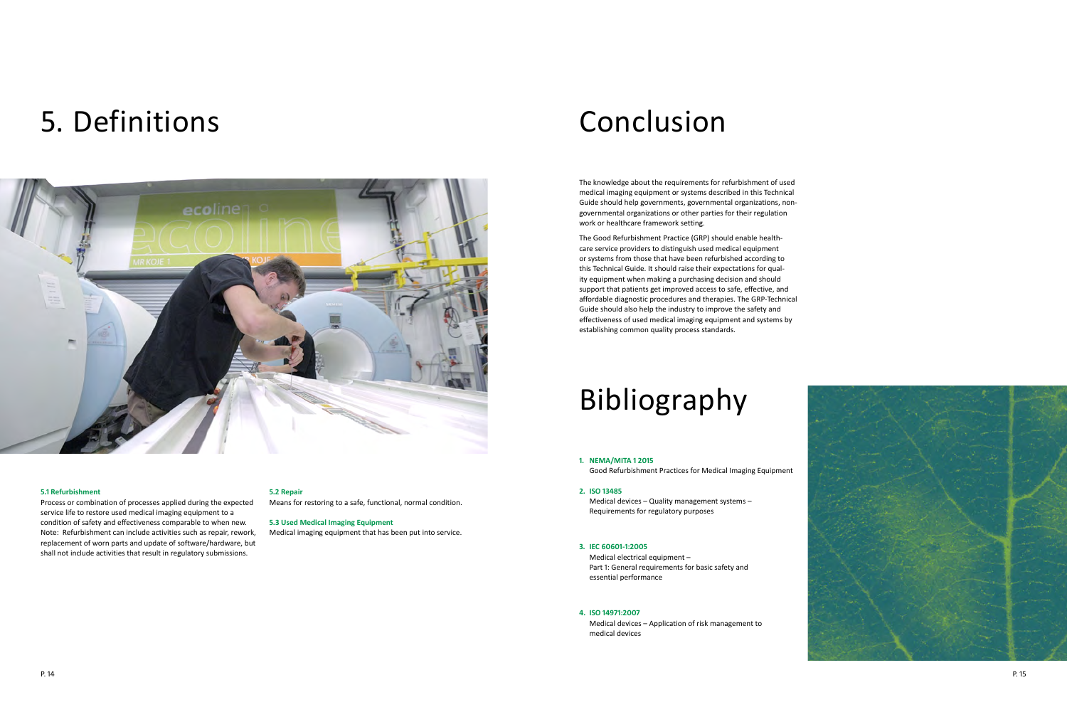# 5. Definitions

**5.1 Refurbishment**

Process or combination of processes applied during the expected service life to restore used medical imaging equipment to a condition of safety and effectiveness comparable to when new.
Note: Refurbishment can include activities such as repair, rework, replacement of worn parts and update of software/hardware, but shall not include activities that result in regulatory submissions.

**5.2 Repair**

Means for restoring to a safe, functional, normal condition.

**5.3 Used Medical Imaging Equipment**

Medical imaging equipment that has been put into service.

# Conclusion

The knowledge about the requirements for refurbishment of used medical imaging equipment or systems described in this Technical Guide should help governments, governmental organizations, non-governmental organizations or other parties for their regulation work or healthcare framework setting.

The Good Refurbishment Practice (GRP) should enable health-care service providers to distinguish used medical equipment or systems from those that have been refurbished according to this Technical Guide. It should raise their expectations for quality equipment when making a purchasing decision and should support that patients get improved access to safe, effective, and affordable diagnostic procedures and therapies. The GRP-Technical Guide should also help the industry to improve the safety and effectiveness of used medical imaging equipment and systems by establishing common quality process standards.

# Bibliography

1. **NEMA/MITA 1 2015**
   Good Refurbishment Practices for Medical Imaging Equipment

2. **ISO 13485**
   Medical devices – Quality management systems – Requirements for regulatory purposes

3. **IEC 60601-1:2005**
   Medical electrical equipment –
   Part 1: General requirements for basic safety and essential performance

4. **ISO 14971:2007**
   Medical devices – Application of risk management to medical devices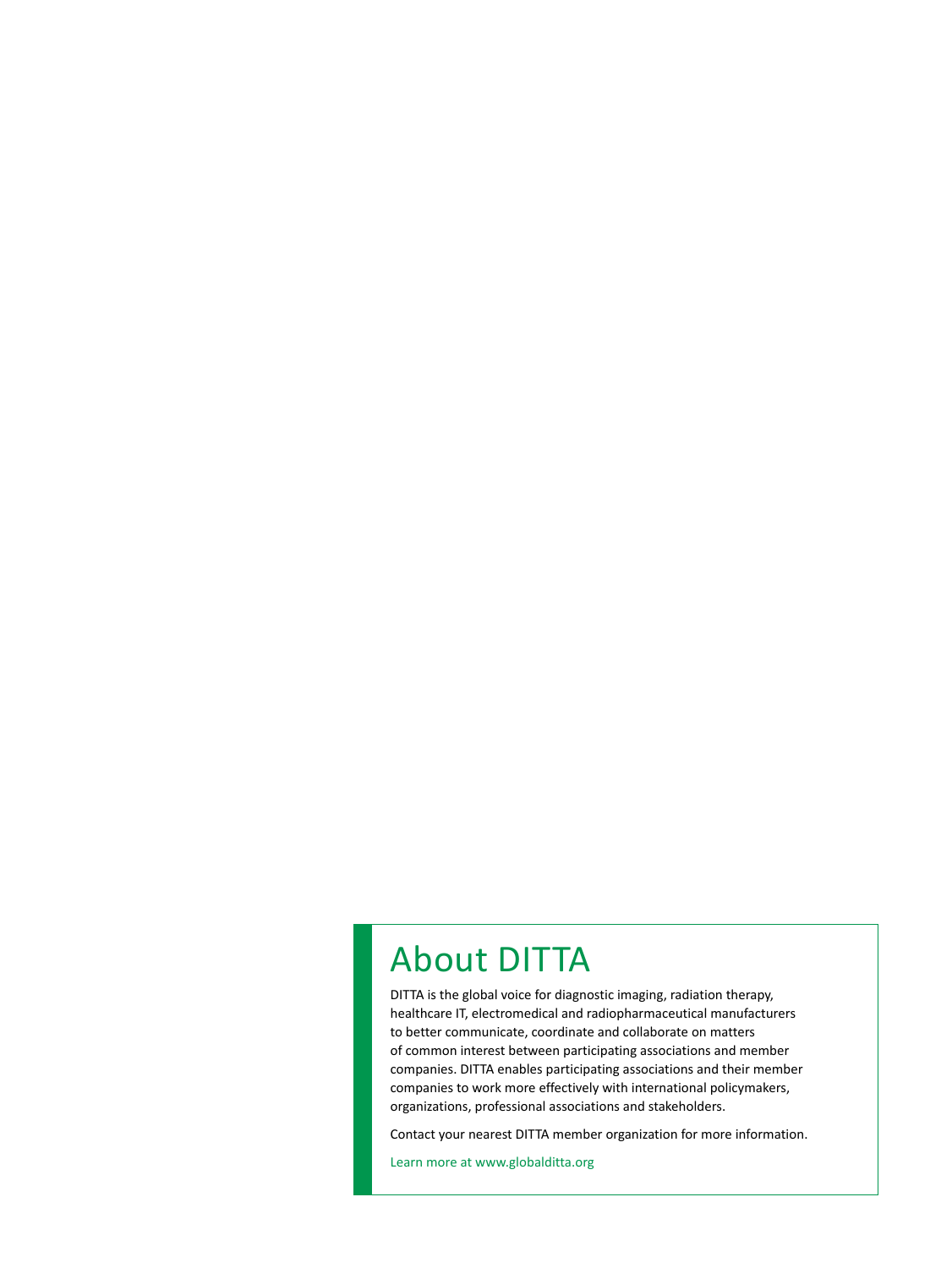# About DITTA

DITTA is the global voice for diagnostic imaging, radiation therapy, healthcare IT, electromedical and radiopharmaceutical manufacturers to better communicate, coordinate and collaborate on matters of common interest between participating associations and member companies. DITTA enables participating associations and their member companies to work more effectively with international policymakers, organizations, professional associations and stakeholders.

Contact your nearest DITTA member organization for more information.

Learn more at www.globalditta.org